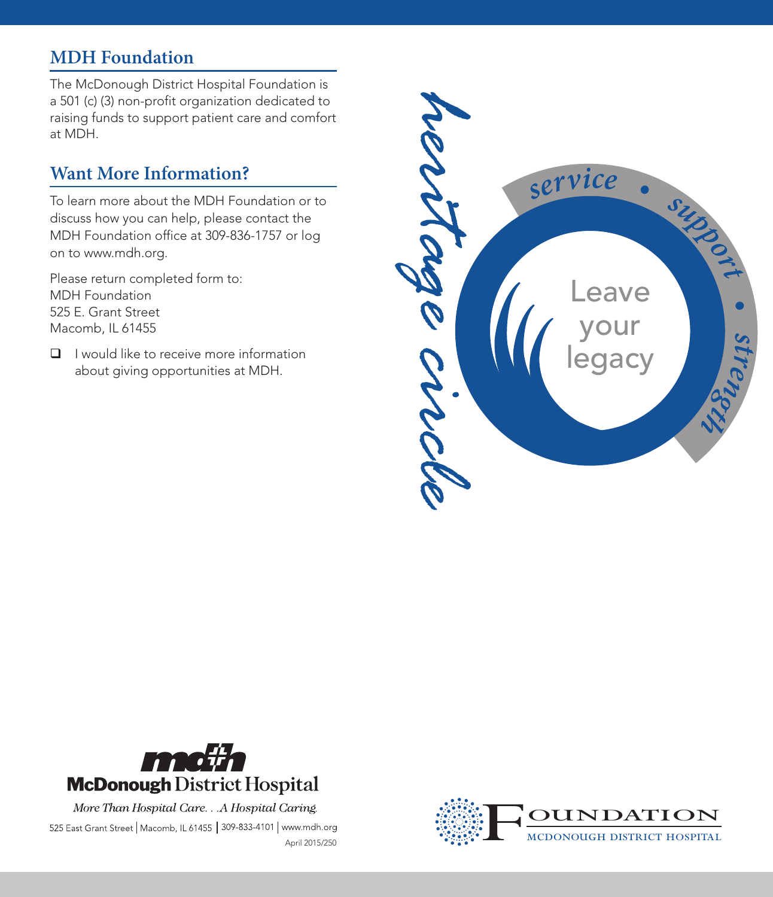## MDH Foundation

The McDonough District Hospital Foundation is a 501 (c) (3) non-profit organization dedicated to raising funds to support patient care and comfort at MDH.

## Want More Information?

To learn more about the MDH Foundation or to discuss how you can help, please contact the MDH Foundation office at 309-836-1757 or log on to www.mdh.org.

Please return completed form to:
MDH Foundation
525 E. Grant Street
Macomb, IL 61455

- ☐ I would like to receive more information about giving opportunities at MDH.

*heritage circle*

service • support • strength

Leave your legacy

McDonough District Hospital

*More Than Hospital Care. . .A Hospital Caring.*

525 East Grant Street | Macomb, IL 61455 | 309-833-4101 | www.mdh.org

April 2015/250

FOUNDATION
MCDONOUGH DISTRICT HOSPITAL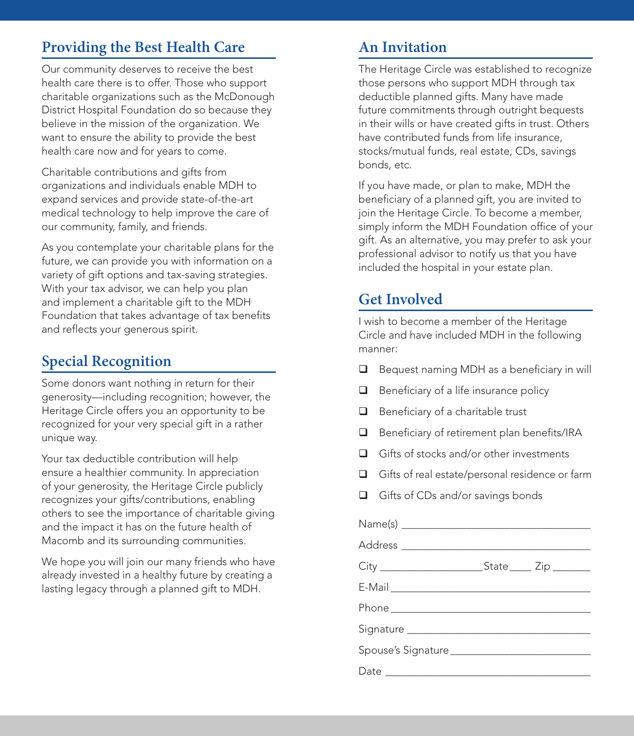## Providing the Best Health Care

Our community deserves to receive the best health care there is to offer. Those who support charitable organizations such as the McDonough District Hospital Foundation do so because they believe in the mission of the organization. We want to ensure the ability to provide the best health care now and for years to come.

Charitable contributions and gifts from organizations and individuals enable MDH to expand services and provide state-of-the-art medical technology to help improve the care of our community, family, and friends.

As you contemplate your charitable plans for the future, we can provide you with information on a variety of gift options and tax-saving strategies. With your tax advisor, we can help you plan and implement a charitable gift to the MDH Foundation that takes advantage of tax benefits and reflects your generous spirit.

## Special Recognition

Some donors want nothing in return for their generosity—including recognition; however, the Heritage Circle offers you an opportunity to be recognized for your very special gift in a rather unique way.

Your tax deductible contribution will help ensure a healthier community. In appreciation of your generosity, the Heritage Circle publicly recognizes your gifts/contributions, enabling others to see the importance of charitable giving and the impact it has on the future health of Macomb and its surrounding communities.

We hope you will join our many friends who have already invested in a healthy future by creating a lasting legacy through a planned gift to MDH.

## An Invitation

The Heritage Circle was established to recognize those persons who support MDH through tax deductible planned gifts. Many have made future commitments through outright bequests in their wills or have created gifts in trust. Others have contributed funds from life insurance, stocks/mutual funds, real estate, CDs, savings bonds, etc.

If you have made, or plan to make, MDH the beneficiary of a planned gift, you are invited to join the Heritage Circle. To become a member, simply inform the MDH Foundation office of your gift. As an alternative, you may prefer to ask your professional advisor to notify us that you have included the hospital in your estate plan.

## Get Involved

I wish to become a member of the Heritage Circle and have included MDH in the following manner:

- ☐ Bequest naming MDH as a beneficiary in will
- ☐ Beneficiary of a life insurance policy
- ☐ Beneficiary of a charitable trust
- ☐ Beneficiary of retirement plan benefits/IRA
- ☐ Gifts of stocks and/or other investments
- ☐ Gifts of real estate/personal residence or farm
- ☐ Gifts of CDs and/or savings bonds

Name(s) ________________________________

Address ________________________________

City __________________ State ____ Zip _______

E-Mail ________________________________

Phone ________________________________

Signature ________________________________

Spouse's Signature ________________________

Date ________________________________